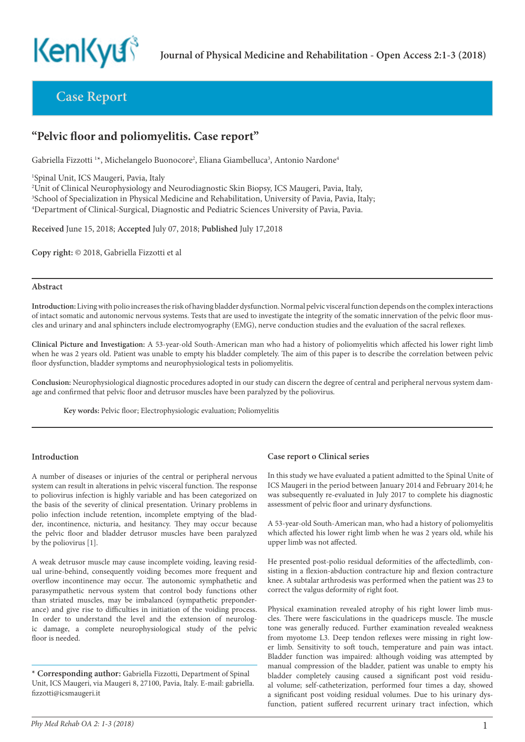## Case Report

# "Pelvic floor and poliomyelitis. Case report"

Gabriella Fizzotti [1*], Michelangelo Buonocore[2], Eliana Giambelluca[3], Antonio Nardone[4]

[1]Spinal Unit, ICS Maugeri, Pavia, Italy
[2]Unit of Clinical Neurophysiology and Neurodiagnostic Skin Biopsy, ICS Maugeri, Pavia, Italy,
[3]School of Specialization in Physical Medicine and Rehabilitation, University of Pavia, Pavia, Italy;
[4]Department of Clinical-Surgical, Diagnostic and Pediatric Sciences University of Pavia, Pavia.

**Received** June 15, 2018; **Accepted** July 07, 2018; **Published** July 17,2018

**Copy right:** © 2018, Gabriella Fizzotti et al

### Abstract

**Introduction:** Living with polio increases the risk of having bladder dysfunction. Normal pelvic visceral function depends on the complex interactions of intact somatic and autonomic nervous systems. Tests that are used to investigate the integrity of the somatic innervation of the pelvic floor muscles and urinary and anal sphincters include electromyography (EMG), nerve conduction studies and the evaluation of the sacral reflexes.

**Clinical Picture and Investigation:** A 53-year-old South-American man who had a history of poliomyelitis which affected his lower right limb when he was 2 years old. Patient was unable to empty his bladder completely. The aim of this paper is to describe the correlation between pelvic floor dysfunction, bladder symptoms and neurophysiological tests in poliomyelitis.

**Conclusion:** Neurophysiological diagnostic procedures adopted in our study can discern the degree of central and peripheral nervous system damage and confirmed that pelvic floor and detrusor muscles have been paralyzed by the poliovirus.

**Key words:** Pelvic floor; Electrophysiologic evaluation; Poliomyelitis

### Introduction

A number of diseases or injuries of the central or peripheral nervous system can result in alterations in pelvic visceral function. The response to poliovirus infection is highly variable and has been categorized on the basis of the severity of clinical presentation. Urinary problems in polio infection include retention, incomplete emptying of the bladder, incontinence, nicturia, and hesitancy. They may occur because the pelvic floor and bladder detrusor muscles have been paralyzed by the poliovirus [1].

A weak detrusor muscle may cause incomplete voiding, leaving residual urine-behind, consequently voiding becomes more frequent and overflow incontinence may occur. The autonomic symphathetic and parasympathetic nervous system that control body functions other than striated muscles, may be imbalanced (sympathetic preponderance) and give rise to difficulties in initiation of the voiding process. In order to understand the level and the extension of neurologic damage, a complete neurophysiological study of the pelvic floor is needed.

\* **Corresponding author:** Gabriella Fizzotti, Department of Spinal Unit, ICS Maugeri, via Maugeri 8, 27100, Pavia, Italy. E-mail: gabriella.fizzotti@icsmaugeri.it

### Case report o Clinical series

In this study we have evaluated a patient admitted to the Spinal Unite of ICS Maugeri in the period between January 2014 and February 2014; he was subsequently re-evaluated in July 2017 to complete his diagnostic assessment of pelvic floor and urinary dysfunctions.

A 53-year-old South-American man, who had a history of poliomyelitis which affected his lower right limb when he was 2 years old, while his upper limb was not affected.

He presented post-polio residual deformities of the affectedlimb, consisting in a flexion-abduction contracture hip and flexion contracture knee. A subtalar arthrodesis was performed when the patient was 23 to correct the valgus deformity of right foot.

Physical examination revealed atrophy of his right lower limb muscles. There were fasciculations in the quadriceps muscle. The muscle tone was generally reduced. Further examination revealed weakness from myotome L3. Deep tendon reflexes were missing in right lower limb. Sensitivity to soft touch, temperature and pain was intact. Bladder function was impaired: although voiding was attempted by manual compression of the bladder, patient was unable to empty his bladder completely causing caused a significant post void residual volume; self-catheterization, performed four times a day, showed a significant post voiding residual volumes. Due to his urinary dysfunction, patient suffered recurrent urinary tract infection, which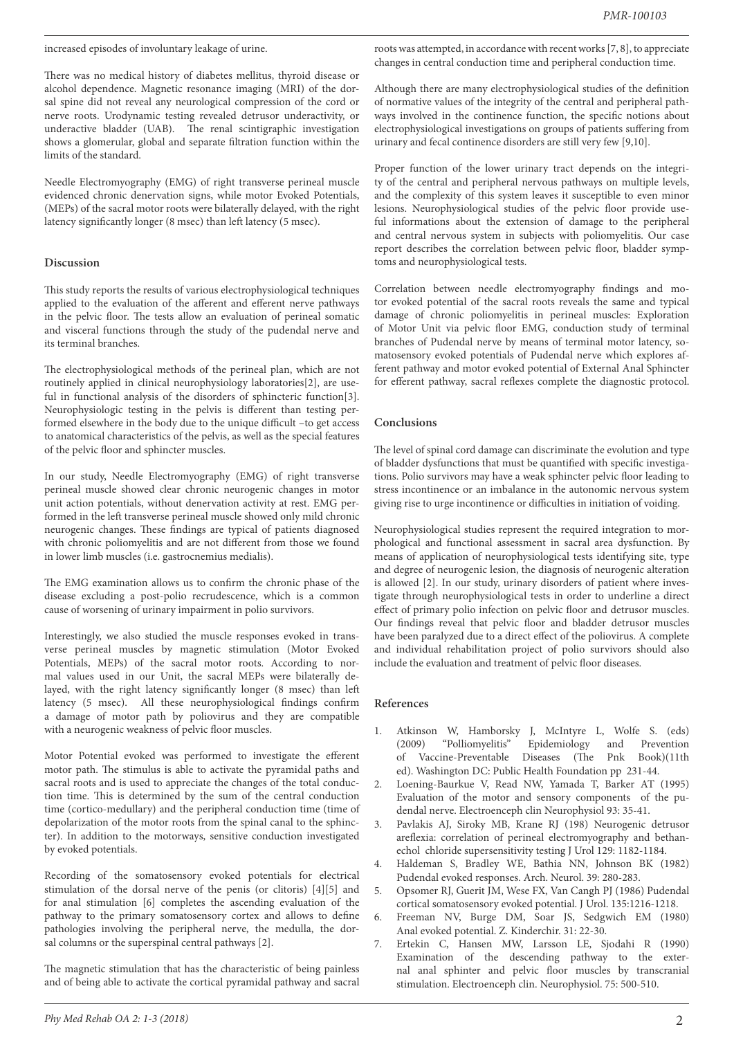increased episodes of involuntary leakage of urine.

There was no medical history of diabetes mellitus, thyroid disease or alcohol dependence. Magnetic resonance imaging (MRI) of the dorsal spine did not reveal any neurological compression of the cord or nerve roots. Urodynamic testing revealed detrusor underactivity, or underactive bladder (UAB). The renal scintigraphic investigation shows a glomerular, global and separate filtration function within the limits of the standard.

Needle Electromyography (EMG) of right transverse perineal muscle evidenced chronic denervation signs, while motor Evoked Potentials, (MEPs) of the sacral motor roots were bilaterally delayed, with the right latency significantly longer (8 msec) than left latency (5 msec).

## Discussion

This study reports the results of various electrophysiological techniques applied to the evaluation of the afferent and efferent nerve pathways in the pelvic floor. The tests allow an evaluation of perineal somatic and visceral functions through the study of the pudendal nerve and its terminal branches.

The electrophysiological methods of the perineal plan, which are not routinely applied in clinical neurophysiology laboratories[2], are useful in functional analysis of the disorders of sphincteric function[3]. Neurophysiologic testing in the pelvis is different than testing performed elsewhere in the body due to the unique difficult –to get access to anatomical characteristics of the pelvis, as well as the special features of the pelvic floor and sphincter muscles.

In our study, Needle Electromyography (EMG) of right transverse perineal muscle showed clear chronic neurogenic changes in motor unit action potentials, without denervation activity at rest. EMG performed in the left transverse perineal muscle showed only mild chronic neurogenic changes. These findings are typical of patients diagnosed with chronic poliomyelitis and are not different from those we found in lower limb muscles (i.e. gastrocnemius medialis).

The EMG examination allows us to confirm the chronic phase of the disease excluding a post-polio recrudescence, which is a common cause of worsening of urinary impairment in polio survivors.

Interestingly, we also studied the muscle responses evoked in transverse perineal muscles by magnetic stimulation (Motor Evoked Potentials, MEPs) of the sacral motor roots. According to normal values used in our Unit, the sacral MEPs were bilaterally delayed, with the right latency significantly longer (8 msec) than left latency (5 msec). All these neurophysiological findings confirm a damage of motor path by poliovirus and they are compatible with a neurogenic weakness of pelvic floor muscles.

Motor Potential evoked was performed to investigate the efferent motor path. The stimulus is able to activate the pyramidal paths and sacral roots and is used to appreciate the changes of the total conduction time. This is determined by the sum of the central conduction time (cortico-medullary) and the peripheral conduction time (time of depolarization of the motor roots from the spinal canal to the sphincter). In addition to the motorways, sensitive conduction investigated by evoked potentials.

Recording of the somatosensory evoked potentials for electrical stimulation of the dorsal nerve of the penis (or clitoris) [4][5] and for anal stimulation [6] completes the ascending evaluation of the pathway to the primary somatosensory cortex and allows to define pathologies involving the peripheral nerve, the medulla, the dorsal columns or the superspinal central pathways [2].

The magnetic stimulation that has the characteristic of being painless and of being able to activate the cortical pyramidal pathway and sacral roots was attempted, in accordance with recent works [7, 8], to appreciate changes in central conduction time and peripheral conduction time.

Although there are many electrophysiological studies of the definition of normative values of the integrity of the central and peripheral pathways involved in the continence function, the specific notions about electrophysiological investigations on groups of patients suffering from urinary and fecal continence disorders are still very few [9,10].

Proper function of the lower urinary tract depends on the integrity of the central and peripheral nervous pathways on multiple levels, and the complexity of this system leaves it susceptible to even minor lesions. Neurophysiological studies of the pelvic floor provide useful informations about the extension of damage to the peripheral and central nervous system in subjects with poliomyelitis. Our case report describes the correlation between pelvic floor, bladder symptoms and neurophysiological tests.

Correlation between needle electromyography findings and motor evoked potential of the sacral roots reveals the same and typical damage of chronic poliomyelitis in perineal muscles: Exploration of Motor Unit via pelvic floor EMG, conduction study of terminal branches of Pudendal nerve by means of terminal motor latency, somatosensory evoked potentials of Pudendal nerve which explores afferent pathway and motor evoked potential of External Anal Sphincter for efferent pathway, sacral reflexes complete the diagnostic protocol.

## Conclusions

The level of spinal cord damage can discriminate the evolution and type of bladder dysfunctions that must be quantified with specific investigations. Polio survivors may have a weak sphincter pelvic floor leading to stress incontinence or an imbalance in the autonomic nervous system giving rise to urge incontinence or difficulties in initiation of voiding.

Neurophysiological studies represent the required integration to morphological and functional assessment in sacral area dysfunction. By means of application of neurophysiological tests identifying site, type and degree of neurogenic lesion, the diagnosis of neurogenic alteration is allowed [2]. In our study, urinary disorders of patient where investigate through neurophysiological tests in order to underline a direct effect of primary polio infection on pelvic floor and detrusor muscles. Our findings reveal that pelvic floor and bladder detrusor muscles have been paralyzed due to a direct effect of the poliovirus. A complete and individual rehabilitation project of polio survivors should also include the evaluation and treatment of pelvic floor diseases.

## References

1. Atkinson W, Hamborsky J, McIntyre L, Wolfe S. (eds) (2009) "Polliomyelitis" Epidemiology and Prevention of Vaccine-Preventable Diseases (The Pnk Book)(11th ed). Washington DC: Public Health Foundation pp 231-44.
2. Loening-Baurkue V, Read NW, Yamada T, Barker AT (1995) Evaluation of the motor and sensory components of the pudendal nerve. Electroenceph clin Neurophysiol 93: 35-41.
3. Pavlakis AJ, Siroky MB, Krane RJ (198) Neurogenic detrusor areflexia: correlation of perineal electromyography and bethanechol chloride supersensitivity testing J Urol 129: 1182-1184.
4. Haldeman S, Bradley WE, Bathia NN, Johnson BK (1982) Pudendal evoked responses. Arch. Neurol. 39: 280-283.
5. Opsomer RJ, Guerit JM, Wese FX, Van Cangh PJ (1986) Pudendal cortical somatosensory evoked potential. J Urol. 135:1216-1218.
6. Freeman NV, Burge DM, Soar JS, Sedgwich EM (1980) Anal evoked potential. Z. Kinderchir. 31: 22-30.
7. Ertekin C, Hansen MW, Larsson LE, Sjodahi R (1990) Examination of the descending pathway to the external anal sphinter and pelvic floor muscles by transcranial stimulation. Electroenceph clin. Neurophysiol. 75: 500-510.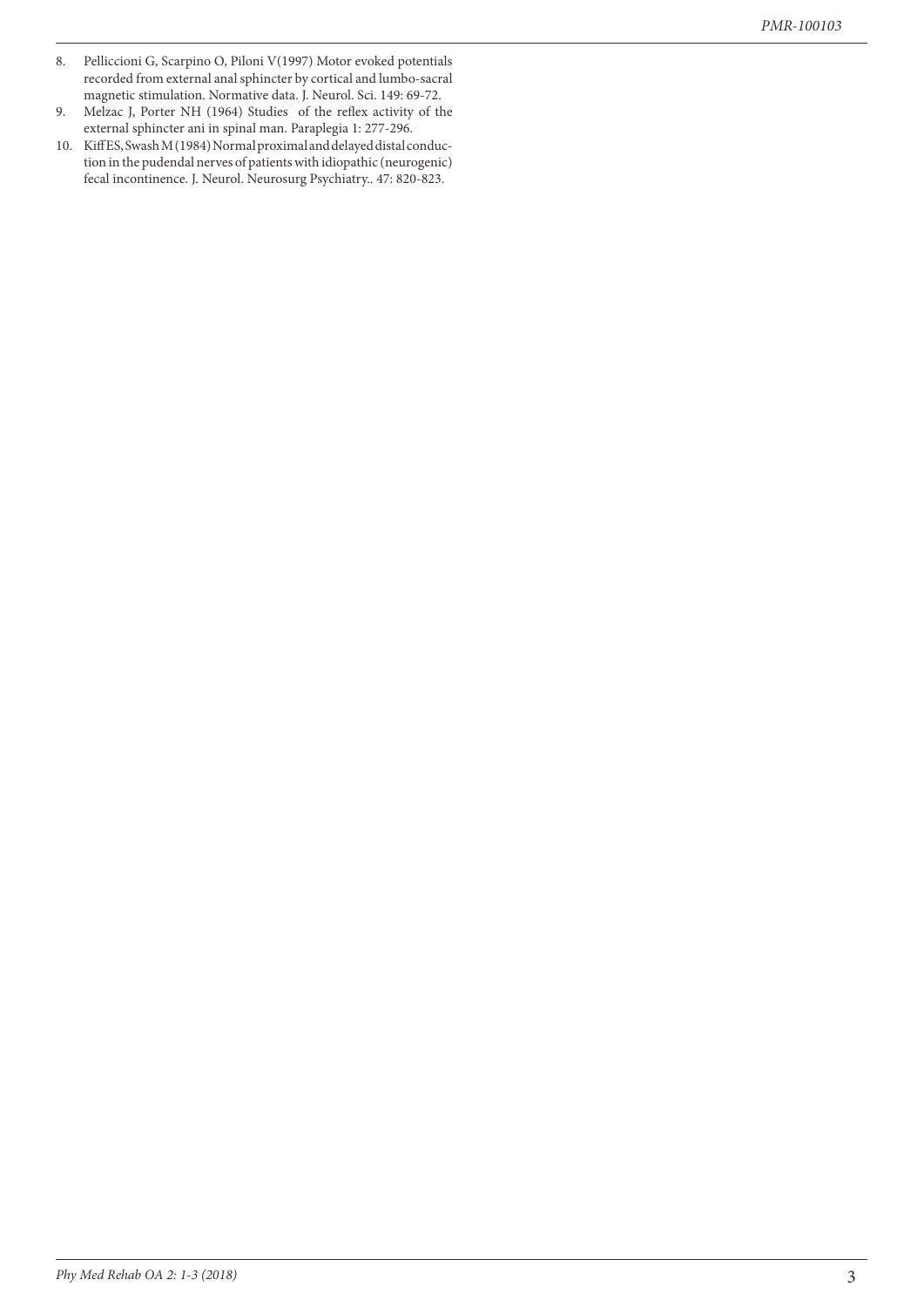8. Pelliccioni G, Scarpino O, Piloni V(1997) Motor evoked potentials recorded from external anal sphincter by cortical and lumbo-sacral magnetic stimulation. Normative data. J. Neurol. Sci. 149: 69-72.
9. Melzac J, Porter NH (1964) Studies of the reflex activity of the external sphincter ani in spinal man. Paraplegia 1: 277-296.
10. Kiff ES, Swash M (1984) Normal proximal and delayed distal conduction in the pudendal nerves of patients with idiopathic (neurogenic) fecal incontinence. J. Neurol. Neurosurg Psychiatry.. 47: 820-823.